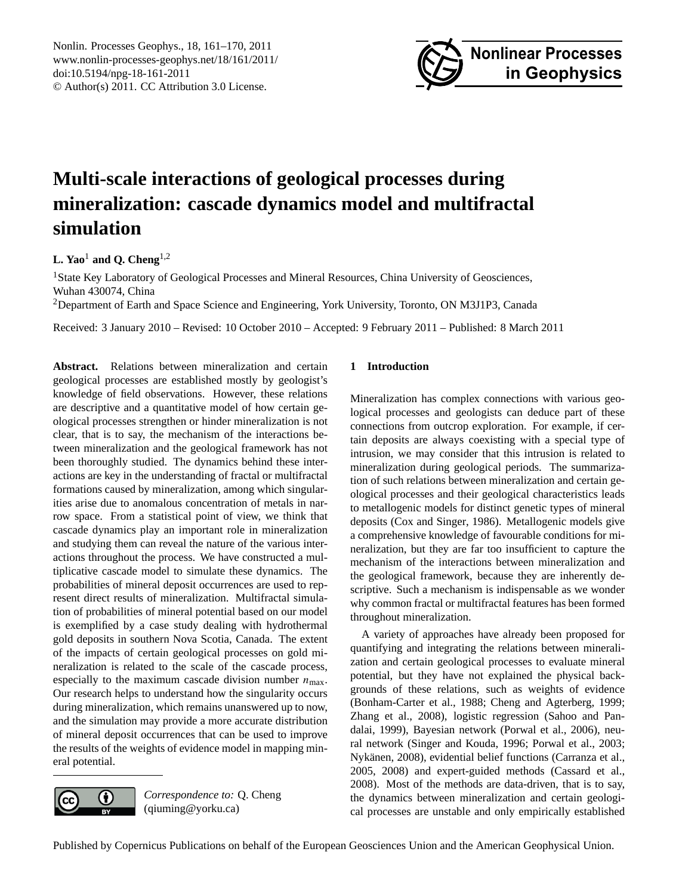# Multi-scale interactions of geological processes during mineralization: cascade dynamics model and multifractal simulation

**L. Yao**[1] **and Q. Cheng**[1,2]

[1]State Key Laboratory of Geological Processes and Mineral Resources, China University of Geosciences, Wuhan 430074, China

[2]Department of Earth and Space Science and Engineering, York University, Toronto, ON M3J1P3, Canada

Received: 3 January 2010 – Revised: 10 October 2010 – Accepted: 9 February 2011 – Published: 8 March 2011

**Abstract.** Relations between mineralization and certain geological processes are established mostly by geologist's knowledge of field observations. However, these relations are descriptive and a quantitative model of how certain geological processes strengthen or hinder mineralization is not clear, that is to say, the mechanism of the interactions between mineralization and the geological framework has not been thoroughly studied. The dynamics behind these interactions are key in the understanding of fractal or multifractal formations caused by mineralization, among which singularities arise due to anomalous concentration of metals in narrow space. From a statistical point of view, we think that cascade dynamics play an important role in mineralization and studying them can reveal the nature of the various interactions throughout the process. We have constructed a multiplicative cascade model to simulate these dynamics. The probabilities of mineral deposit occurrences are used to represent direct results of mineralization. Multifractal simulation of probabilities of mineral potential based on our model is exemplified by a case study dealing with hydrothermal gold deposits in southern Nova Scotia, Canada. The extent of the impacts of certain geological processes on gold mineralization is related to the scale of the cascade process, especially to the maximum cascade division number $n_{\max}$. Our research helps to understand how the singularity occurs during mineralization, which remains unanswered up to now, and the simulation may provide a more accurate distribution of mineral deposit occurrences that can be used to improve the results of the weights of evidence model in mapping mineral potential.

*Correspondence to:* Q. Cheng (qiuming@yorku.ca)

## 1 Introduction

Mineralization has complex connections with various geological processes and geologists can deduce part of these connections from outcrop exploration. For example, if certain deposits are always coexisting with a special type of intrusion, we may consider that this intrusion is related to mineralization during geological periods. The summarization of such relations between mineralization and certain geological processes and their geological characteristics leads to metallogenic models for distinct genetic types of mineral deposits (Cox and Singer, 1986). Metallogenic models give a comprehensive knowledge of favourable conditions for mineralization, but they are far too insufficient to capture the mechanism of the interactions between mineralization and the geological framework, because they are inherently descriptive. Such a mechanism is indispensable as we wonder why common fractal or multifractal features has been formed throughout mineralization.

A variety of approaches have already been proposed for quantifying and integrating the relations between mineralization and certain geological processes to evaluate mineral potential, but they have not explained the physical backgrounds of these relations, such as weights of evidence (Bonham-Carter et al., 1988; Cheng and Agterberg, 1999; Zhang et al., 2008), logistic regression (Sahoo and Pandalai, 1999), Bayesian network (Porwal et al., 2006), neural network (Singer and Kouda, 1996; Porwal et al., 2003; Nykänen, 2008), evidential belief functions (Carranza et al., 2005, 2008) and expert-guided methods (Cassard et al., 2008). Most of the methods are data-driven, that is to say, the dynamics between mineralization and certain geological processes are unstable and only empirically established

Published by Copernicus Publications on behalf of the European Geosciences Union and the American Geophysical Union.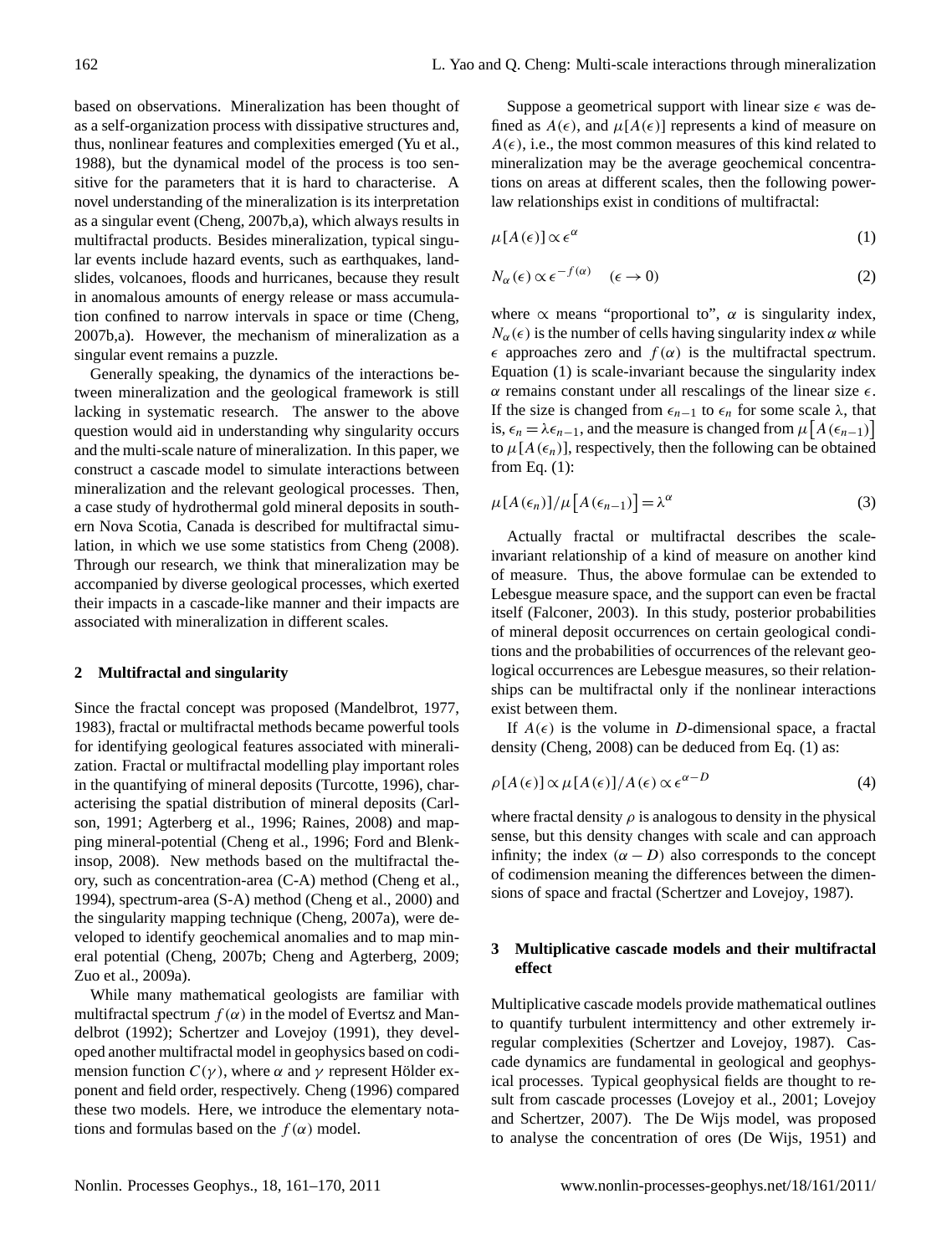based on observations. Mineralization has been thought of as a self-organization process with dissipative structures and, thus, nonlinear features and complexities emerged (Yu et al., 1988), but the dynamical model of the process is too sensitive for the parameters that it is hard to characterise. A novel understanding of the mineralization is its interpretation as a singular event (Cheng, 2007b,a), which always results in multifractal products. Besides mineralization, typical singular events include hazard events, such as earthquakes, landslides, volcanoes, floods and hurricanes, because they result in anomalous amounts of energy release or mass accumulation confined to narrow intervals in space or time (Cheng, 2007b,a). However, the mechanism of mineralization as a singular event remains a puzzle.

Generally speaking, the dynamics of the interactions between mineralization and the geological framework is still lacking in systematic research. The answer to the above question would aid in understanding why singularity occurs and the multi-scale nature of mineralization. In this paper, we construct a cascade model to simulate interactions between mineralization and the relevant geological processes. Then, a case study of hydrothermal gold mineral deposits in southern Nova Scotia, Canada is described for multifractal simulation, in which we use some statistics from Cheng (2008). Through our research, we think that mineralization may be accompanied by diverse geological processes, which exerted their impacts in a cascade-like manner and their impacts are associated with mineralization in different scales.

## 2 Multifractal and singularity

Since the fractal concept was proposed (Mandelbrot, 1977, 1983), fractal or multifractal methods became powerful tools for identifying geological features associated with mineralization. Fractal or multifractal modelling play important roles in the quantifying of mineral deposits (Turcotte, 1996), characterising the spatial distribution of mineral deposits (Carlson, 1991; Agterberg et al., 1996; Raines, 2008) and mapping mineral-potential (Cheng et al., 1996; Ford and Blenkinsop, 2008). New methods based on the multifractal theory, such as concentration-area (C-A) method (Cheng et al., 1994), spectrum-area (S-A) method (Cheng et al., 2000) and the singularity mapping technique (Cheng, 2007a), were developed to identify geochemical anomalies and to map mineral potential (Cheng, 2007b; Cheng and Agterberg, 2009; Zuo et al., 2009a).

While many mathematical geologists are familiar with multifractal spectrum $f(\alpha)$ in the model of Evertsz and Mandelbrot (1992); Schertzer and Lovejoy (1991), they developed another multifractal model in geophysics based on codimension function $C(\gamma)$, where $\alpha$ and $\gamma$ represent Hölder exponent and field order, respectively. Cheng (1996) compared these two models. Here, we introduce the elementary notations and formulas based on the $f(\alpha)$ model.

Suppose a geometrical support with linear size $\epsilon$ was defined as $A(\epsilon)$, and $\mu[A(\epsilon)]$ represents a kind of measure on $A(\epsilon)$, i.e., the most common measures of this kind related to mineralization may be the average geochemical concentrations on areas at different scales, then the following power-law relationships exist in conditions of multifractal:

$$\mu[A(\epsilon)] \propto \epsilon^{\alpha} \tag{1}$$

$$N_{\alpha}(\epsilon) \propto \epsilon^{-f(\alpha)} \quad (\epsilon \to 0) \tag{2}$$

where $\propto$ means "proportional to", $\alpha$ is singularity index, $N_{\alpha}(\epsilon)$ is the number of cells having singularity index $\alpha$ while $\epsilon$ approaches zero and $f(\alpha)$ is the multifractal spectrum. Equation (1) is scale-invariant because the singularity index $\alpha$ remains constant under all rescalings of the linear size $\epsilon$. If the size is changed from $\epsilon_{n-1}$ to $\epsilon_n$ for some scale $\lambda$, that is, $\epsilon_n = \lambda\epsilon_{n-1}$, and the measure is changed from $\mu\left[A(\epsilon_{n-1})\right]$ to $\mu[A(\epsilon_n)]$, respectively, then the following can be obtained from Eq. (1):

$$\mu[A(\epsilon_n)]/\mu\left[A(\epsilon_{n-1})\right] = \lambda^{\alpha} \tag{3}$$

Actually fractal or multifractal describes the scale-invariant relationship of a kind of measure on another kind of measure. Thus, the above formulae can be extended to Lebesgue measure space, and the support can even be fractal itself (Falconer, 2003). In this study, posterior probabilities of mineral deposit occurrences on certain geological conditions and the probabilities of occurrences of the relevant geological occurrences are Lebesgue measures, so their relationships can be multifractal only if the nonlinear interactions exist between them.

If $A(\epsilon)$ is the volume in $D$-dimensional space, a fractal density (Cheng, 2008) can be deduced from Eq. (1) as:

$$\rho[A(\epsilon)] \propto \mu[A(\epsilon)]/A(\epsilon) \propto \epsilon^{\alpha - D} \tag{4}$$

where fractal density $\rho$ is analogous to density in the physical sense, but this density changes with scale and can approach infinity; the index $(\alpha - D)$ also corresponds to the concept of codimension meaning the differences between the dimensions of space and fractal (Schertzer and Lovejoy, 1987).

## 3 Multiplicative cascade models and their multifractal effect

Multiplicative cascade models provide mathematical outlines to quantify turbulent intermittency and other extremely irregular complexities (Schertzer and Lovejoy, 1987). Cascade dynamics are fundamental in geological and geophysical processes. Typical geophysical fields are thought to result from cascade processes (Lovejoy et al., 2001; Lovejoy and Schertzer, 2007). The De Wijs model, was proposed to analyse the concentration of ores (De Wijs, 1951) and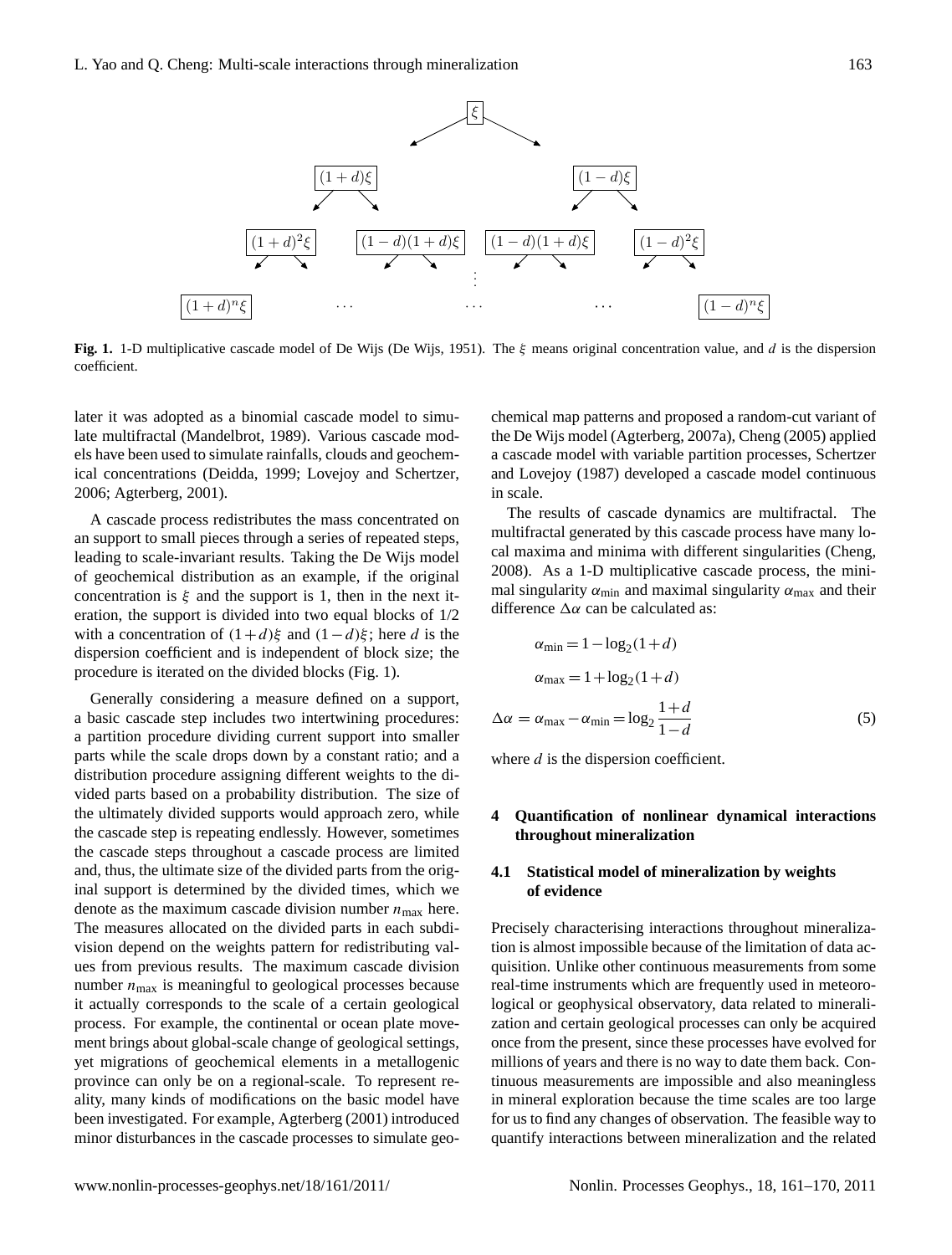Fig. 1. 1-D multiplicative cascade model of De Wijs (De Wijs, 1951). The $\xi$ means original concentration value, and $d$ is the dispersion coefficient.

later it was adopted as a binomial cascade model to simulate multifractal (Mandelbrot, 1989). Various cascade models have been used to simulate rainfalls, clouds and geochemical concentrations (Deidda, 1999; Lovejoy and Schertzer, 2006; Agterberg, 2001).

A cascade process redistributes the mass concentrated on an support to small pieces through a series of repeated steps, leading to scale-invariant results. Taking the De Wijs model of geochemical distribution as an example, if the original concentration is $\xi$ and the support is 1, then in the next iteration, the support is divided into two equal blocks of 1/2 with a concentration of $(1+d)\xi$ and $(1-d)\xi$; here $d$ is the dispersion coefficient and is independent of block size; the procedure is iterated on the divided blocks (Fig. 1).

Generally considering a measure defined on a support, a basic cascade step includes two intertwining procedures: a partition procedure dividing current support into smaller parts while the scale drops down by a constant ratio; and a distribution procedure assigning different weights to the divided parts based on a probability distribution. The size of the ultimately divided supports would approach zero, while the cascade step is repeating endlessly. However, sometimes the cascade steps throughout a cascade process are limited and, thus, the ultimate size of the divided parts from the original support is determined by the divided times, which we denote as the maximum cascade division number $n_{\max}$ here. The measures allocated on the divided parts in each subdivision depend on the weights pattern for redistributing values from previous results. The maximum cascade division number $n_{\max}$ is meaningful to geological processes because it actually corresponds to the scale of a certain geological process. For example, the continental or ocean plate movement brings about global-scale change of geological settings, yet migrations of geochemical elements in a metallogenic province can only be on a regional-scale. To represent reality, many kinds of modifications on the basic model have been investigated. For example, Agterberg (2001) introduced minor disturbances in the cascade processes to simulate geochemical map patterns and proposed a random-cut variant of the De Wijs model (Agterberg, 2007a), Cheng (2005) applied a cascade model with variable partition processes, Schertzer and Lovejoy (1987) developed a cascade model continuous in scale.

The results of cascade dynamics are multifractal. The multifractal generated by this cascade process have many local maxima and minima with different singularities (Cheng, 2008). As a 1-D multiplicative cascade process, the minimal singularity $\alpha_{\min}$ and maximal singularity $\alpha_{\max}$ and their difference $\Delta\alpha$ can be calculated as:

$$\alpha_{\min} = 1 - \log_2(1+d)$$

$$\alpha_{\max} = 1 + \log_2(1+d)$$

$$\Delta\alpha = \alpha_{\max} - \alpha_{\min} = \log_2 \frac{1+d}{1-d} \tag{5}$$

where $d$ is the dispersion coefficient.

## 4 Quantification of nonlinear dynamical interactions throughout mineralization

### 4.1 Statistical model of mineralization by weights of evidence

Precisely characterising interactions throughout mineralization is almost impossible because of the limitation of data acquisition. Unlike other continuous measurements from some real-time instruments which are frequently used in meteorological or geophysical observatory, data related to mineralization and certain geological processes can only be acquired once from the present, since these processes have evolved for millions of years and there is no way to date them back. Continuous measurements are impossible and also meaningless in mineral exploration because the time scales are too large for us to find any changes of observation. The feasible way to quantify interactions between mineralization and the related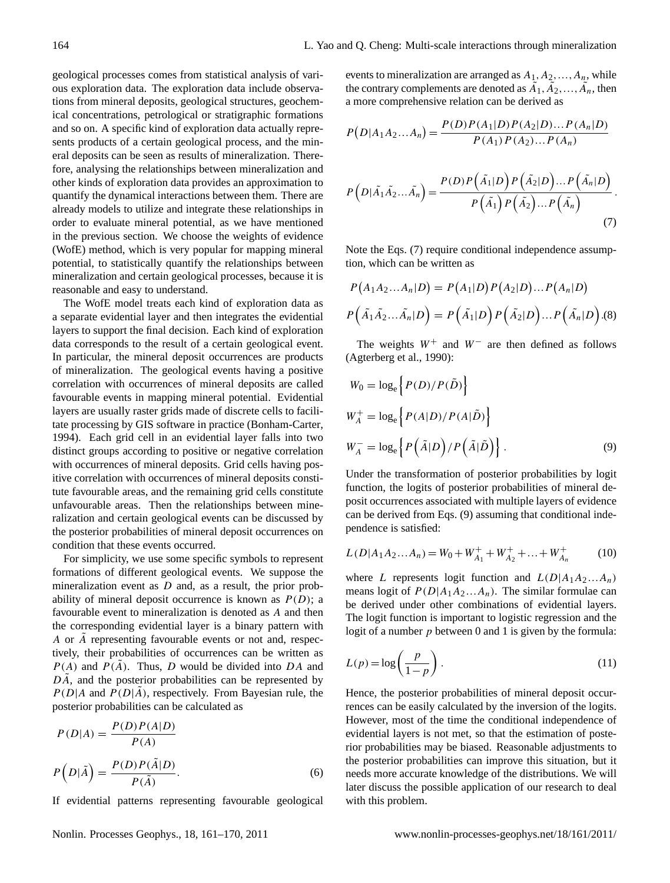geological processes comes from statistical analysis of various exploration data. The exploration data include observations from mineral deposits, geological structures, geochemical concentrations, petrological or stratigraphic formations and so on. A specific kind of exploration data actually represents products of a certain geological process, and the mineral deposits can be seen as results of mineralization. Therefore, analysing the relationships between mineralization and other kinds of exploration data provides an approximation to quantify the dynamical interactions between them. There are already models to utilize and integrate these relationships in order to evaluate mineral potential, as we have mentioned in the previous section. We choose the weights of evidence (WofE) method, which is very popular for mapping mineral potential, to statistically quantify the relationships between mineralization and certain geological processes, because it is reasonable and easy to understand.

The WofE model treats each kind of exploration data as a separate evidential layer and then integrates the evidential layers to support the final decision. Each kind of exploration data corresponds to the result of a certain geological event. In particular, the mineral deposit occurrences are products of mineralization. The geological events having a positive correlation with occurrences of mineral deposits are called favourable events in mapping mineral potential. Evidential layers are usually raster grids made of discrete cells to facilitate processing by GIS software in practice (Bonham-Carter, 1994). Each grid cell in an evidential layer falls into two distinct groups according to positive or negative correlation with occurrences of mineral deposits. Grid cells having positive correlation with occurrences of mineral deposits constitute favourable areas, and the remaining grid cells constitute unfavourable areas. Then the relationships between mineralization and certain geological events can be discussed by the posterior probabilities of mineral deposit occurrences on condition that these events occurred.

For simplicity, we use some specific symbols to represent formations of different geological events. We suppose the mineralization event as $D$ and, as a result, the prior probability of mineral deposit occurrence is known as $P(D)$; a favourable event to mineralization is denoted as $A$ and then the corresponding evidential layer is a binary pattern with $A$ or $\tilde{A}$ representing favourable events or not and, respectively, their probabilities of occurrences can be written as $P(A)$ and $P(\tilde{A})$. Thus, $D$ would be divided into $DA$ and $D\tilde{A}$, and the posterior probabilities can be represented by $P(D|A$ and $P(D|\tilde{A})$, respectively. From Bayesian rule, the posterior probabilities can be calculated as

$$P(D|A) = \frac{P(D)P(A|D)}{P(A)}$$
$$P\left(D|\tilde{A}\right) = \frac{P(D)P(\tilde{A}|D)}{P(\tilde{A})}. \tag{6}$$

If evidential patterns representing favourable geological events to mineralization are arranged as $A_1, A_2, \ldots, A_n$, while the contrary complements are denoted as $\tilde{A}_1, \tilde{A}_2, \ldots, \tilde{A}_n$, then a more comprehensive relation can be derived as

$$P\left(D|A_1A_2\ldots A_n\right) = \frac{P(D)P(A_1|D)P(A_2|D)\ldots P(A_n|D)}{P(A_1)P(A_2)\ldots P(A_n)}$$

$$P\left(D|\tilde{A}_1\tilde{A}_2\ldots\tilde{A}_n\right) = \frac{P(D)P\left(\tilde{A}_1|D\right)P\left(\tilde{A}_2|D\right)\ldots P\left(\tilde{A}_n|D\right)}{P\left(\tilde{A}_1\right)P\left(\tilde{A}_2\right)\ldots P\left(\tilde{A}_n\right)}. \tag{7}$$

Note the Eqs. (7) require conditional independence assumption, which can be written as

$$P\left(A_1A_2\ldots A_n|D\right) = P\left(A_1|D\right)P\left(A_2|D\right)\ldots P\left(A_n|D\right)$$
$$P\left(\tilde{A}_1\tilde{A}_2\ldots\tilde{A}_n|D\right) = P\left(\tilde{A}_1|D\right)P\left(\tilde{A}_2|D\right)\ldots P\left(\tilde{A}_n|D\right). \tag{8}$$

The weights $W^+$ and $W^-$ are then defined as follows (Agterberg et al., 1990):

$$W_0 = \log_e\left\{P(D)/P(\tilde{D})\right\}$$
$$W_A^+ = \log_e\left\{P(A|D)/P(A|\tilde{D})\right\}$$
$$W_A^- = \log_e\left\{P\left(\tilde{A}|D\right)/P\left(\tilde{A}|\tilde{D}\right)\right\}. \tag{9}$$

Under the transformation of posterior probabilities by logit function, the logits of posterior probabilities of mineral deposit occurrences associated with multiple layers of evidence can be derived from Eqs. (9) assuming that conditional independence is satisfied:

$$L(D|A_1A_2\ldots A_n) = W_0 + W_{A_1}^+ + W_{A_2}^+ + \ldots + W_{A_n}^+ \tag{10}$$

where $L$ represents logit function and $L(D|A_1A_2\ldots A_n)$ means logit of $P(D|A_1A_2\ldots A_n)$. The similar formulae can be derived under other combinations of evidential layers. The logit function is important to logistic regression and the logit of a number $p$ between 0 and 1 is given by the formula:

$$L(p) = \log\left(\frac{p}{1-p}\right). \tag{11}$$

Hence, the posterior probabilities of mineral deposit occurrences can be easily calculated by the inversion of the logits. However, most of the time the conditional independence of evidential layers is not met, so that the estimation of posterior probabilities may be biased. Reasonable adjustments to the posterior probabilities can improve this situation, but it needs more accurate knowledge of the distributions. We will later discuss the possible application of our research to deal with this problem.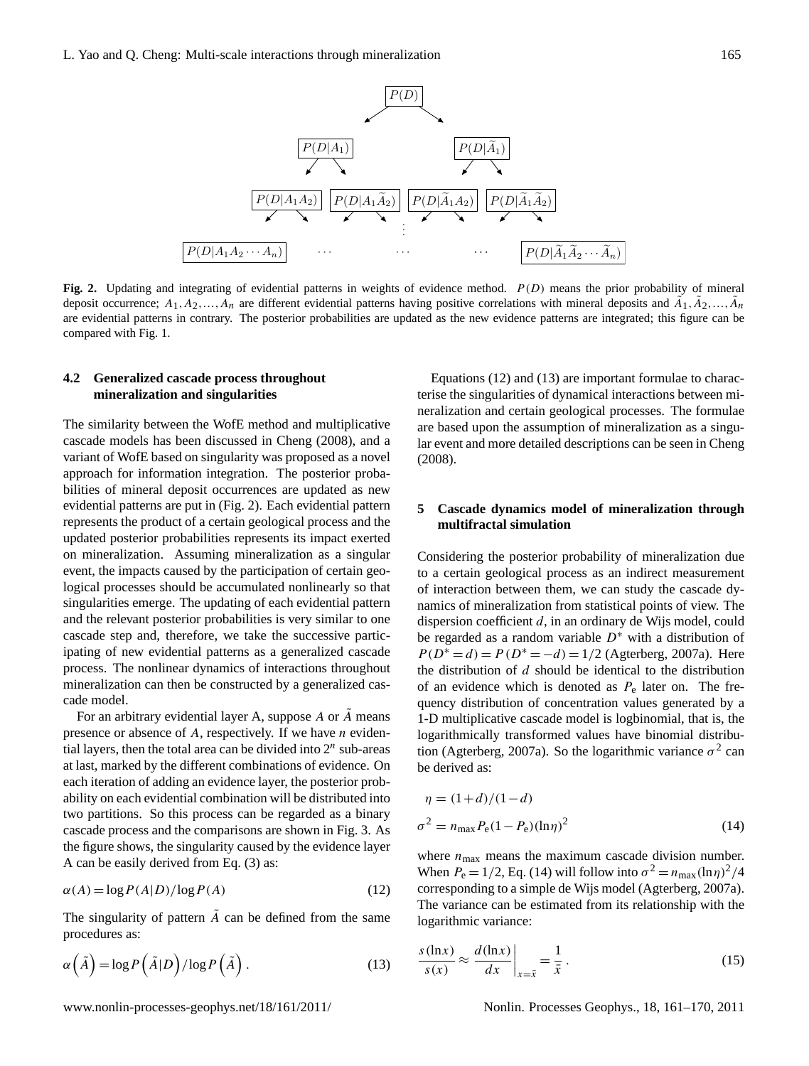$$
\begin{array}{c}
P(D) \\
\swarrow \qquad \searrow \\
P(D|A_1) \qquad\qquad P(D|\widetilde{A}_1) \\
P(D|A_1A_2) \quad P(D|A_1\widetilde{A}_2) \quad P(D|\widetilde{A}_1A_2) \quad P(D|\widetilde{A}_1\widetilde{A}_2) \\
\vdots \\
P(D|A_1A_2\cdots A_n) \quad \cdots \quad \cdots \quad \cdots \quad P(D|\widetilde{A}_1\widetilde{A}_2\cdots\widetilde{A}_n)
\end{array}
$$

**Fig. 2.** Updating and integrating of evidential patterns in weights of evidence method. $P(D)$ means the prior probability of mineral deposit occurrence; $A_1, A_2, \ldots, A_n$ are different evidential patterns having positive correlations with mineral deposits and $\tilde{A}_1, \tilde{A}_2, \ldots, \tilde{A}_n$ are evidential patterns in contrary. The posterior probabilities are updated as the new evidence patterns are integrated; this figure can be compared with Fig. 1.

### 4.2 Generalized cascade process throughout mineralization and singularities

The similarity between the WofE method and multiplicative cascade models has been discussed in Cheng (2008), and a variant of WofE based on singularity was proposed as a novel approach for information integration. The posterior probabilities of mineral deposit occurrences are updated as new evidential patterns are put in (Fig. 2). Each evidential pattern represents the product of a certain geological process and the updated posterior probabilities represents its impact exerted on mineralization. Assuming mineralization as a singular event, the impacts caused by the participation of certain geological processes should be accumulated nonlinearly so that singularities emerge. The updating of each evidential pattern and the relevant posterior probabilities is very similar to one cascade step and, therefore, we take the successive participating of new evidential patterns as a generalized cascade process. The nonlinear dynamics of interactions throughout mineralization can then be constructed by a generalized cascade model.

For an arbitrary evidential layer A, suppose $A$ or $\tilde{A}$ means presence or absence of $A$, respectively. If we have $n$ evidential layers, then the total area can be divided into $2^n$ sub-areas at last, marked by the different combinations of evidence. On each iteration of adding an evidence layer, the posterior probability on each evidential combination will be distributed into two partitions. So this process can be regarded as a binary cascade process and the comparisons are shown in Fig. 3. As the figure shows, the singularity caused by the evidence layer A can be easily derived from Eq. (3) as:

$$
\alpha(A) = \log P(A|D) / \log P(A) \tag{12}
$$

The singularity of pattern $\tilde{A}$ can be defined from the same procedures as:

$$
\alpha\left(\tilde{A}\right) = \log P\left(\tilde{A}|D\right) / \log P\left(\tilde{A}\right). \tag{13}
$$

Equations (12) and (13) are important formulae to characterise the singularities of dynamical interactions between mineralization and certain geological processes. The formulae are based upon the assumption of mineralization as a singular event and more detailed descriptions can be seen in Cheng (2008).

## 5 Cascade dynamics model of mineralization through multifractal simulation

Considering the posterior probability of mineralization due to a certain geological process as an indirect measurement of interaction between them, we can study the cascade dynamics of mineralization from statistical points of view. The dispersion coefficient $d$, in an ordinary de Wijs model, could be regarded as a random variable $D^*$ with a distribution of $P(D^* = d) = P(D^* = -d) = 1/2$ (Agterberg, 2007a). Here the distribution of $d$ should be identical to the distribution of an evidence which is denoted as $P_e$ later on. The frequency distribution of concentration values generated by a 1-D multiplicative cascade model is logbinomial, that is, the logarithmically transformed values have binomial distribution (Agterberg, 2007a). So the logarithmic variance $\sigma^2$ can be derived as:

$$
\begin{aligned}
\eta &= (1+d)/(1-d) \\
\sigma^2 &= n_{\max} P_e (1-P_e) (\ln\eta)^2
\end{aligned} \tag{14}
$$

where $n_{\max}$ means the maximum cascade division number. When $P_e = 1/2$, Eq. (14) will follow into $\sigma^2 = n_{\max}(\ln\eta)^2/4$ corresponding to a simple de Wijs model (Agterberg, 2007a). The variance can be estimated from its relationship with the logarithmic variance:

$$
\frac{s(\ln x)}{s(x)} \approx \left.\frac{d(\ln x)}{dx}\right|_{x=\bar{x}} = \frac{1}{\bar{x}}. \tag{15}
$$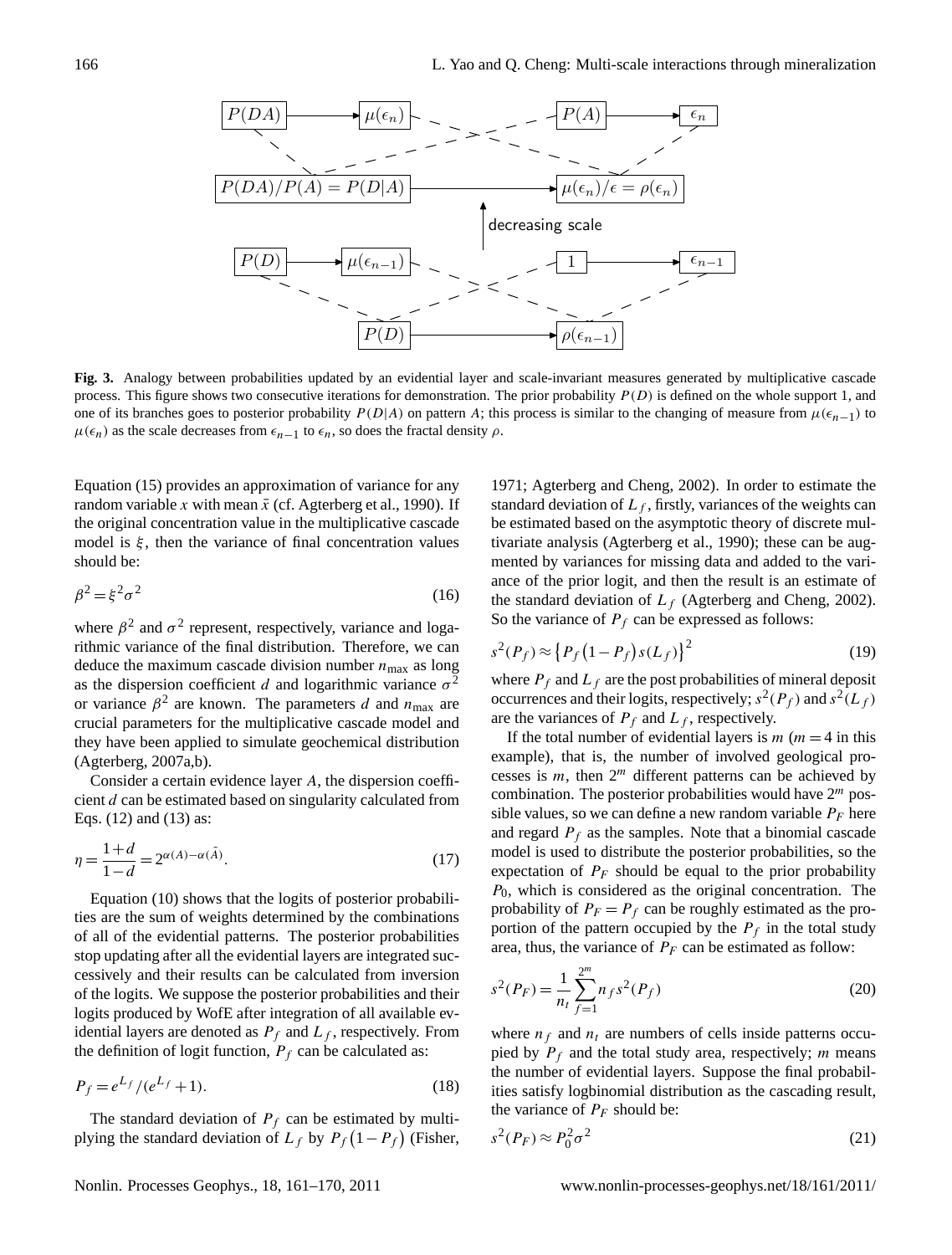**Fig. 3.** Analogy between probabilities updated by an evidential layer and scale-invariant measures generated by multiplicative cascade process. This figure shows two consecutive iterations for demonstration. The prior probability $P(D)$ is defined on the whole support 1, and one of its branches goes to posterior probability $P(D|A)$ on pattern $A$; this process is similar to the changing of measure from $\mu(\epsilon_{n-1})$ to $\mu(\epsilon_n)$ as the scale decreases from $\epsilon_{n-1}$ to $\epsilon_n$, so does the fractal density $\rho$.

Equation (15) provides an approximation of variance for any random variable $x$ with mean $\bar{x}$ (cf. Agterberg et al., 1990). If the original concentration value in the multiplicative cascade model is $\xi$, then the variance of final concentration values should be:

$$\beta^2 = \xi^2 \sigma^2 \tag{16}$$

where $\beta^2$ and $\sigma^2$ represent, respectively, variance and logarithmic variance of the final distribution. Therefore, we can deduce the maximum cascade division number $n_{\max}$ as long as the dispersion coefficient $d$ and logarithmic variance $\sigma^2$ or variance $\beta^2$ are known. The parameters $d$ and $n_{\max}$ are crucial parameters for the multiplicative cascade model and they have been applied to simulate geochemical distribution (Agterberg, 2007a,b).

Consider a certain evidence layer $A$, the dispersion coefficient $d$ can be estimated based on singularity calculated from Eqs. (12) and (13) as:

$$\eta = \frac{1+d}{1-d} = 2^{\alpha(A)-\alpha(\bar{A})}. \tag{17}$$

Equation (10) shows that the logits of posterior probabilities are the sum of weights determined by the combinations of all of the evidential patterns. The posterior probabilities stop updating after all the evidential layers are integrated successively and their results can be calculated from inversion of the logits. We suppose the posterior probabilities and their logits produced by WofE after integration of all available evidential layers are denoted as $P_f$ and $L_f$, respectively. From the definition of logit function, $P_f$ can be calculated as:

$$P_f = e^{L_f}/(e^{L_f}+1). \tag{18}$$

The standard deviation of $P_f$ can be estimated by multiplying the standard deviation of $L_f$ by $P_f(1-P_f)$ (Fisher, 1971; Agterberg and Cheng, 2002). In order to estimate the standard deviation of $L_f$, firstly, variances of the weights can be estimated based on the asymptotic theory of discrete multivariate analysis (Agterberg et al., 1990); these can be augmented by variances for missing data and added to the variance of the prior logit, and then the result is an estimate of the standard deviation of $L_f$ (Agterberg and Cheng, 2002). So the variance of $P_f$ can be expressed as follows:

$$s^2(P_f) \approx \left\{P_f\left(1-P_f\right)s(L_f)\right\}^2 \tag{19}$$

where $P_f$ and $L_f$ are the post probabilities of mineral deposit occurrences and their logits, respectively; $s^2(P_f)$ and $s^2(L_f)$ are the variances of $P_f$ and $L_f$, respectively.

If the total number of evidential layers is $m$ ($m=4$ in this example), that is, the number of involved geological processes is $m$, then $2^m$ different patterns can be achieved by combination. The posterior probabilities would have $2^m$ possible values, so we can define a new random variable $P_F$ here and regard $P_f$ as the samples. Note that a binomial cascade model is used to distribute the posterior probabilities, so the expectation of $P_F$ should be equal to the prior probability $P_0$, which is considered as the original concentration. The probability of $P_F = P_f$ can be roughly estimated as the proportion of the pattern occupied by the $P_f$ in the total study area, thus, the variance of $P_F$ can be estimated as follow:

$$s^2(P_F) = \frac{1}{n_t}\sum_{f=1}^{2^m} n_f s^2(P_f) \tag{20}$$

where $n_f$ and $n_t$ are numbers of cells inside patterns occupied by $P_f$ and the total study area, respectively; $m$ means the number of evidential layers. Suppose the final probabilities satisfy logbinomial distribution as the cascading result, the variance of $P_F$ should be:

$$s^2(P_F) \approx P_0^2 \sigma^2 \tag{21}$$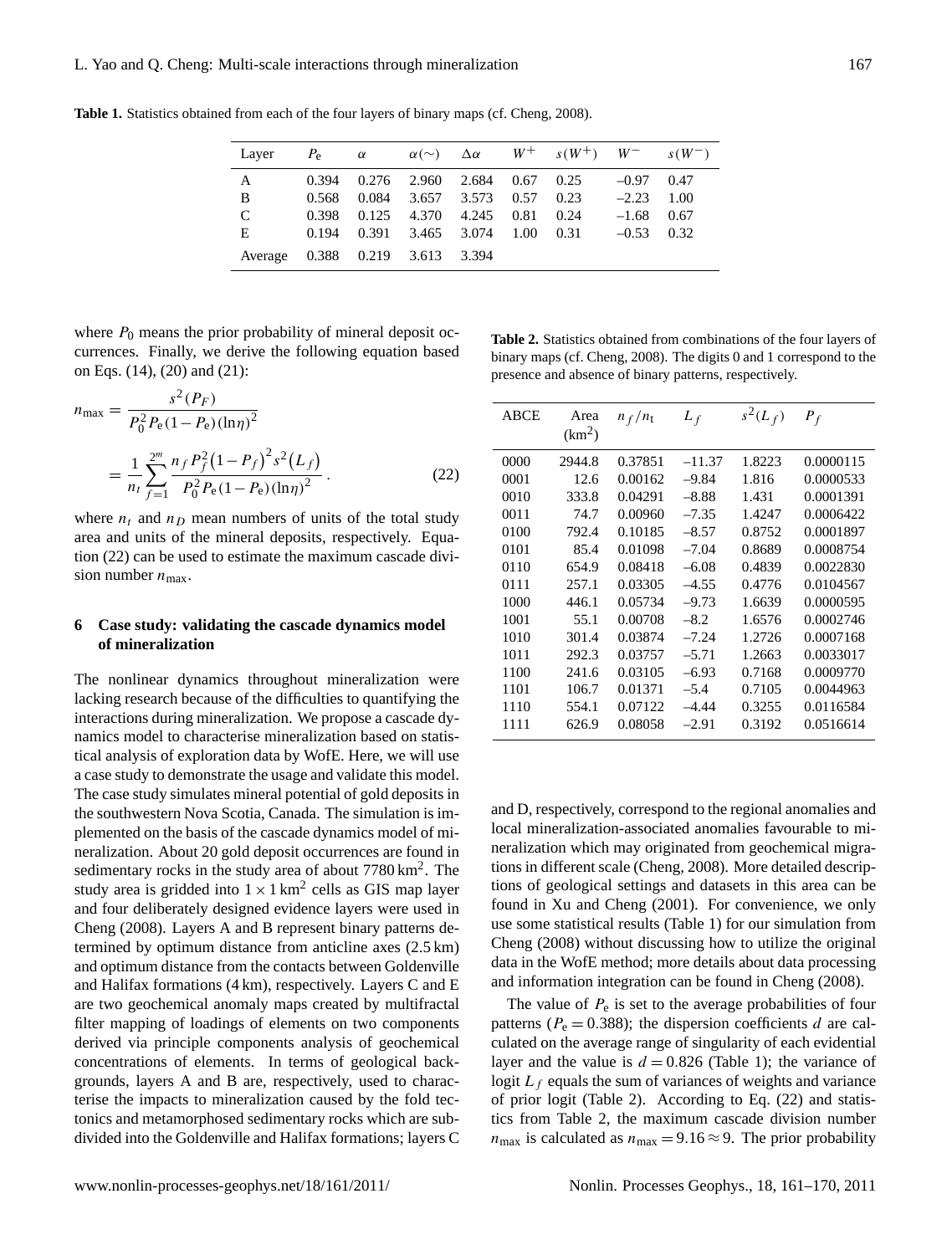**Table 1.** Statistics obtained from each of the four layers of binary maps (cf. Cheng, 2008).

| Layer | $P_e$ | $\alpha$ | $\alpha(\sim)$ | $\Delta\alpha$ | $W^+$ | $s(W^+)$ | $W^-$ | $s(W^-)$ |
|---|---|---|---|---|---|---|---|---|
| A | 0.394 | 0.276 | 2.960 | 2.684 | 0.67 | 0.25 | –0.97 | 0.47 |
| B | 0.568 | 0.084 | 3.657 | 3.573 | 0.57 | 0.23 | –2.23 | 1.00 |
| C | 0.398 | 0.125 | 4.370 | 4.245 | 0.81 | 0.24 | –1.68 | 0.67 |
| E | 0.194 | 0.391 | 3.465 | 3.074 | 1.00 | 0.31 | –0.53 | 0.32 |
| Average | 0.388 | 0.219 | 3.613 | 3.394 | | | | |

where $P_0$ means the prior probability of mineral deposit occurrences. Finally, we derive the following equation based on Eqs. (14), (20) and (21):

$$n_{\max} = \frac{s^2(P_F)}{P_0^2 P_e (1-P_e)(\ln\eta)^2} = \frac{1}{n_t}\sum_{f=1}^{2^m} \frac{n_f P_f^2 \left(1-P_f\right)^2 s^2\left(L_f\right)}{P_0^2 P_e (1-P_e)(\ln\eta)^2}. \tag{22}$$

where $n_t$ and $n_D$ mean numbers of units of the total study area and units of the mineral deposits, respectively. Equation (22) can be used to estimate the maximum cascade division number $n_{\max}$.

## 6 Case study: validating the cascade dynamics model of mineralization

The nonlinear dynamics throughout mineralization were lacking research because of the difficulties to quantifying the interactions during mineralization. We propose a cascade dynamics model to characterise mineralization based on statistical analysis of exploration data by WofE. Here, we will use a case study to demonstrate the usage and validate this model. The case study simulates mineral potential of gold deposits in the southwestern Nova Scotia, Canada. The simulation is implemented on the basis of the cascade dynamics model of mineralization. About 20 gold deposit occurrences are found in sedimentary rocks in the study area of about 7780 $\text{km}^2$. The study area is gridded into $1\times1\,\text{km}^2$ cells as GIS map layer and four deliberately designed evidence layers were used in Cheng (2008). Layers A and B represent binary patterns determined by optimum distance from anticline axes (2.5 km) and optimum distance from the contacts between Goldenville and Halifax formations (4 km), respectively. Layers C and E are two geochemical anomaly maps created by multifractal filter mapping of loadings of elements on two components derived via principle components analysis of geochemical concentrations of elements. In terms of geological backgrounds, layers A and B are, respectively, used to characterise the impacts to mineralization caused by the fold tectonics and metamorphosed sedimentary rocks which are subdivided into the Goldenville and Halifax formations; layers C and D, respectively, correspond to the regional anomalies and local mineralization-associated anomalies favourable to mineralization which may originated from geochemical migrations in different scale (Cheng, 2008). More detailed descriptions of geological settings and datasets in this area can be found in Xu and Cheng (2001). For convenience, we only use some statistical results (Table 1) for our simulation from Cheng (2008) without discussing how to utilize the original data in the WofE method; more details about data processing and information integration can be found in Cheng (2008).

**Table 2.** Statistics obtained from combinations of the four layers of binary maps (cf. Cheng, 2008). The digits 0 and 1 correspond to the presence and absence of binary patterns, respectively.

| ABCE | Area ($\text{km}^2$) | $n_f/n_t$ | $L_f$ | $s^2(L_f)$ | $P_f$ |
|---|---|---|---|---|---|
| 0000 | 2944.8 | 0.37851 | –11.37 | 1.8223 | 0.0000115 |
| 0001 | 12.6 | 0.00162 | –9.84 | 1.816 | 0.0000533 |
| 0010 | 333.8 | 0.04291 | –8.88 | 1.431 | 0.0001391 |
| 0011 | 74.7 | 0.00960 | –7.35 | 1.4247 | 0.0006422 |
| 0100 | 792.4 | 0.10185 | –8.57 | 0.8752 | 0.0001897 |
| 0101 | 85.4 | 0.01098 | –7.04 | 0.8689 | 0.0008754 |
| 0110 | 654.9 | 0.08418 | –6.08 | 0.4839 | 0.0022830 |
| 0111 | 257.1 | 0.03305 | –4.55 | 0.4776 | 0.0104567 |
| 1000 | 446.1 | 0.05734 | –9.73 | 1.6639 | 0.0000595 |
| 1001 | 55.1 | 0.00708 | –8.2 | 1.6576 | 0.0002746 |
| 1010 | 301.4 | 0.03874 | –7.24 | 1.2726 | 0.0007168 |
| 1011 | 292.3 | 0.03757 | –5.71 | 1.2663 | 0.0033017 |
| 1100 | 241.6 | 0.03105 | –6.93 | 0.7168 | 0.0009770 |
| 1101 | 106.7 | 0.01371 | –5.4 | 0.7105 | 0.0044963 |
| 1110 | 554.1 | 0.07122 | –4.44 | 0.3255 | 0.0116584 |
| 1111 | 626.9 | 0.08058 | –2.91 | 0.3192 | 0.0516614 |

The value of $P_e$ is set to the average probabilities of four patterns ($P_e = 0.388$); the dispersion coefficients $d$ are calculated on the average range of singularity of each evidential layer and the value is $d = 0.826$ (Table 1); the variance of logit $L_f$ equals the sum of variances of weights and variance of prior logit (Table 2). According to Eq. (22) and statistics from Table 2, the maximum cascade division number $n_{\max}$ is calculated as $n_{\max} = 9.16 \approx 9$. The prior probability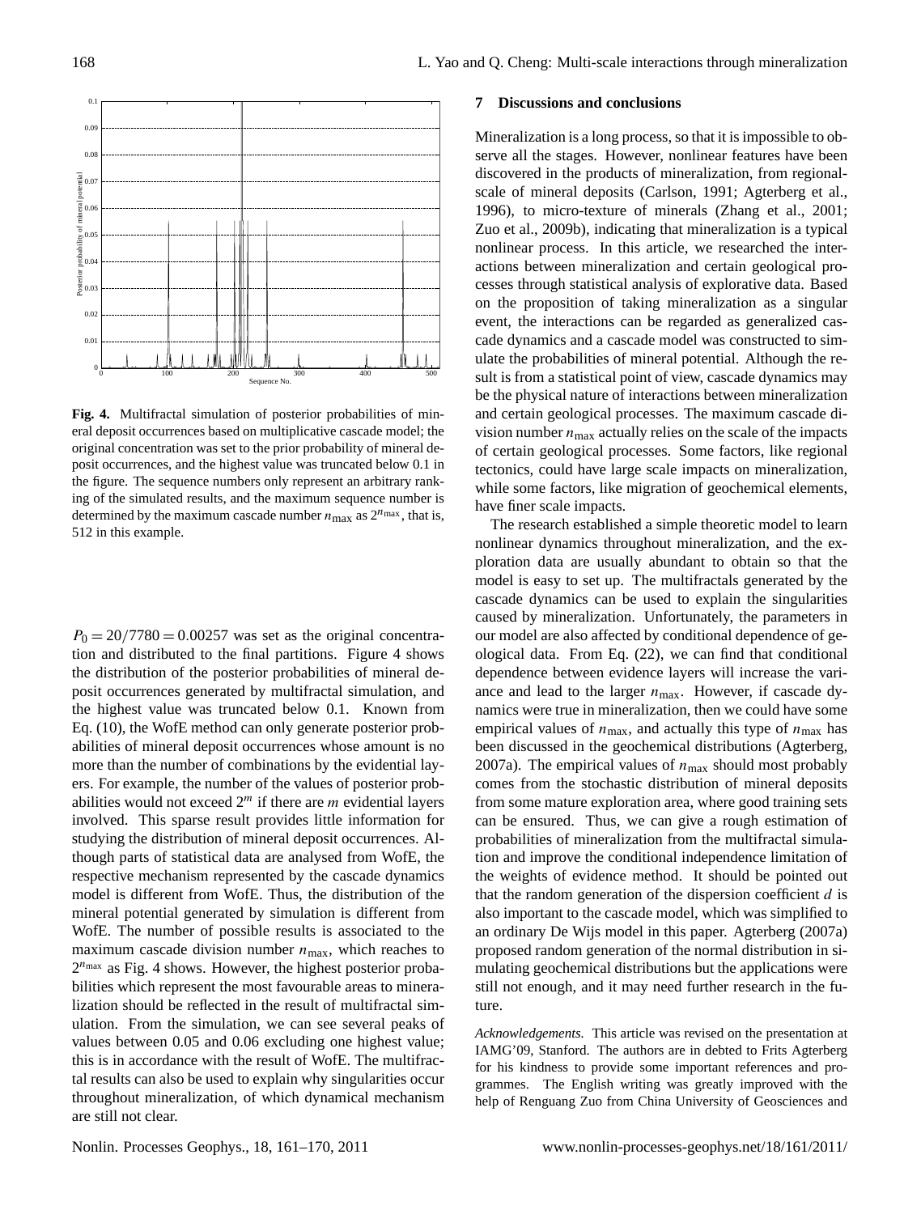**Fig. 4.** Multifractal simulation of posterior probabilities of mineral deposit occurrences based on multiplicative cascade model; the original concentration was set to the prior probability of mineral deposit occurrences, and the highest value was truncated below 0.1 in the figure. The sequence numbers only represent an arbitrary ranking of the simulated results, and the maximum sequence number is determined by the maximum cascade number $n_{\max}$ as $2^{n_{\max}}$, that is, 512 in this example.

$P_0 = 20/7780 = 0.00257$ was set as the original concentration and distributed to the final partitions. Figure 4 shows the distribution of the posterior probabilities of mineral deposit occurrences generated by multifractal simulation, and the highest value was truncated below 0.1. Known from Eq. (10), the WofE method can only generate posterior probabilities of mineral deposit occurrences whose amount is no more than the number of combinations by the evidential layers. For example, the number of the values of posterior probabilities would not exceed $2^m$ if there are $m$ evidential layers involved. This sparse result provides little information for studying the distribution of mineral deposit occurrences. Although parts of statistical data are analysed from WofE, the respective mechanism represented by the cascade dynamics model is different from WofE. Thus, the distribution of the mineral potential generated by simulation is different from WofE. The number of possible results is associated to the maximum cascade division number $n_{\max}$, which reaches to $2^{n_{\max}}$ as Fig. 4 shows. However, the highest posterior probabilities which represent the most favourable areas to mineralization should be reflected in the result of multifractal simulation. From the simulation, we can see several peaks of values between 0.05 and 0.06 excluding one highest value; this is in accordance with the result of WofE. The multifractal results can also be used to explain why singularities occur throughout mineralization, of which dynamical mechanism are still not clear.

## 7 Discussions and conclusions

Mineralization is a long process, so that it is impossible to observe all the stages. However, nonlinear features have been discovered in the products of mineralization, from regional-scale of mineral deposits (Carlson, 1991; Agterberg et al., 1996), to micro-texture of minerals (Zhang et al., 2001; Zuo et al., 2009b), indicating that mineralization is a typical nonlinear process. In this article, we researched the interactions between mineralization and certain geological processes through statistical analysis of explorative data. Based on the proposition of taking mineralization as a singular event, the interactions can be regarded as generalized cascade dynamics and a cascade model was constructed to simulate the probabilities of mineral potential. Although the result is from a statistical point of view, cascade dynamics may be the physical nature of interactions between mineralization and certain geological processes. The maximum cascade division number $n_{\max}$ actually relies on the scale of the impacts of certain geological processes. Some factors, like regional tectonics, could have large scale impacts on mineralization, while some factors, like migration of geochemical elements, have finer scale impacts.

The research established a simple theoretic model to learn nonlinear dynamics throughout mineralization, and the exploration data are usually abundant to obtain so that the model is easy to set up. The multifractals generated by the cascade dynamics can be used to explain the singularities caused by mineralization. Unfortunately, the parameters in our model are also affected by conditional dependence of geological data. From Eq. (22), we can find that conditional dependence between evidence layers will increase the variance and lead to the larger $n_{\max}$. However, if cascade dynamics were true in mineralization, then we could have some empirical values of $n_{\max}$, and actually this type of $n_{\max}$ has been discussed in the geochemical distributions (Agterberg, 2007a). The empirical values of $n_{\max}$ should most probably comes from the stochastic distribution of mineral deposits from some mature exploration area, where good training sets can be ensured. Thus, we can give a rough estimation of probabilities of mineralization from the multifractal simulation and improve the conditional independence limitation of the weights of evidence method. It should be pointed out that the random generation of the dispersion coefficient $d$ is also important to the cascade model, which was simplified to an ordinary De Wijs model in this paper. Agterberg (2007a) proposed random generation of the normal distribution in simulating geochemical distributions but the applications were still not enough, and it may need further research in the future.

*Acknowledgements.* This article was revised on the presentation at IAMG'09, Stanford. The authors are in debted to Frits Agterberg for his kindness to provide some important references and programmes. The English writing was greatly improved with the help of Renguang Zuo from China University of Geosciences and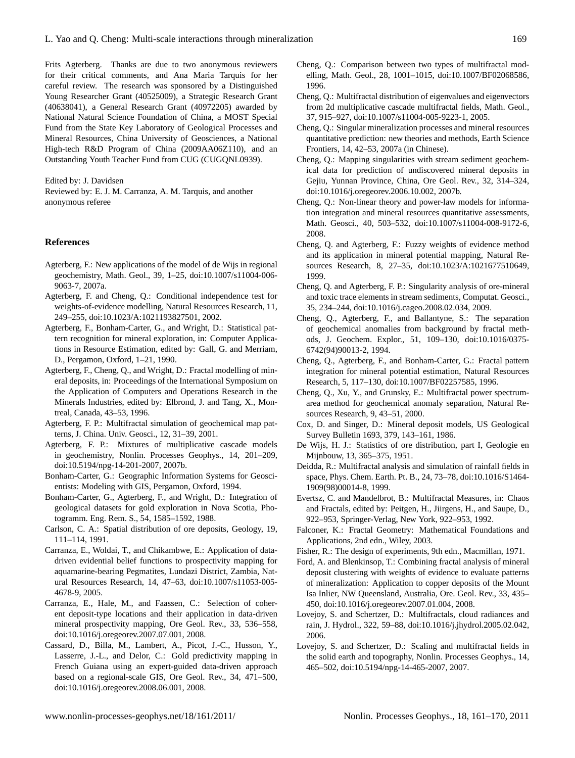Frits Agterberg. Thanks are due to two anonymous reviewers for their critical comments, and Ana Maria Tarquis for her careful review. The research was sponsored by a Distinguished Young Researcher Grant (40525009), a Strategic Research Grant (40638041), a General Research Grant (40972205) awarded by National Natural Science Foundation of China, a MOST Special Fund from the State Key Laboratory of Geological Processes and Mineral Resources, China University of Geosciences, a National High-tech R&D Program of China (2009AA06Z110), and an Outstanding Youth Teacher Fund from CUG (CUGQNL0939).

Edited by: J. Davidsen
Reviewed by: E. J. M. Carranza, A. M. Tarquis, and another anonymous referee

## References

Agterberg, F.: New applications of the model of de Wijs in regional geochemistry, Math. Geol., 39, 1–25, doi:10.1007/s11004-006-9063-7, 2007a.

Agterberg, F. and Cheng, Q.: Conditional independence test for weights-of-evidence modelling, Natural Resources Research, 11, 249–255, doi:10.1023/A:1021193827501, 2002.

Agterberg, F., Bonham-Carter, G., and Wright, D.: Statistical pattern recognition for mineral exploration, in: Computer Applications in Resource Estimation, edited by: Gall, G. and Merriam, D., Pergamon, Oxford, 1–21, 1990.

Agterberg, F., Cheng, Q., and Wright, D.: Fractal modelling of mineral deposits, in: Proceedings of the International Symposium on the Application of Computers and Operations Research in the Minerals Industries, edited by: Elbrond, J. and Tang, X., Montreal, Canada, 43–53, 1996.

Agterberg, F. P.: Multifractal simulation of geochemical map patterns, J. China. Univ. Geosci., 12, 31–39, 2001.

Agterberg, F. P.: Mixtures of multiplicative cascade models in geochemistry, Nonlin. Processes Geophys., 14, 201–209, doi:10.5194/npg-14-201-2007, 2007b.

Bonham-Carter, G.: Geographic Information Systems for Geoscientists: Modeling with GIS, Pergamon, Oxford, 1994.

Bonham-Carter, G., Agterberg, F., and Wright, D.: Integration of geological datasets for gold exploration in Nova Scotia, Photogramm. Eng. Rem. S., 54, 1585–1592, 1988.

Carlson, C. A.: Spatial distribution of ore deposits, Geology, 19, 111–114, 1991.

Carranza, E., Woldai, T., and Chikambwe, E.: Application of data-driven evidential belief functions to prospectivity mapping for aquamarine-bearing Pegmatites, Lundazi District, Zambia, Natural Resources Research, 14, 47–63, doi:10.1007/s11053-005-4678-9, 2005.

Carranza, E., Hale, M., and Faassen, C.: Selection of coherent deposit-type locations and their application in data-driven mineral prospectivity mapping, Ore Geol. Rev., 33, 536–558, doi:10.1016/j.oregeorev.2007.07.001, 2008.

Cassard, D., Billa, M., Lambert, A., Picot, J.-C., Husson, Y., Lasserre, J.-L., and Delor, C.: Gold predictivity mapping in French Guiana using an expert-guided data-driven approach based on a regional-scale GIS, Ore Geol. Rev., 34, 471–500, doi:10.1016/j.oregeorev.2008.06.001, 2008.

Cheng, Q.: Comparison between two types of multifractal modelling, Math. Geol., 28, 1001–1015, doi:10.1007/BF02068586, 1996.

Cheng, Q.: Multifractal distribution of eigenvalues and eigenvectors from 2d multiplicative cascade multifractal fields, Math. Geol., 37, 915–927, doi:10.1007/s11004-005-9223-1, 2005.

Cheng, Q.: Singular mineralization processes and mineral resources quantitative prediction: new theories and methods, Earth Science Frontiers, 14, 42–53, 2007a (in Chinese).

Cheng, Q.: Mapping singularities with stream sediment geochemical data for prediction of undiscovered mineral deposits in Gejiu, Yunnan Province, China, Ore Geol. Rev., 32, 314–324, doi:10.1016/j.oregeorev.2006.10.002, 2007b.

Cheng, Q.: Non-linear theory and power-law models for information integration and mineral resources quantitative assessments, Math. Geosci., 40, 503–532, doi:10.1007/s11004-008-9172-6, 2008.

Cheng, Q. and Agterberg, F.: Fuzzy weights of evidence method and its application in mineral potential mapping, Natural Resources Research, 8, 27–35, doi:10.1023/A:1021677510649, 1999.

Cheng, Q. and Agterberg, F. P.: Singularity analysis of ore-mineral and toxic trace elements in stream sediments, Computat. Geosci., 35, 234–244, doi:10.1016/j.cageo.2008.02.034, 2009.

Cheng, Q., Agterberg, F., and Ballantyne, S.: The separation of geochemical anomalies from background by fractal methods, J. Geochem. Explor., 51, 109–130, doi:10.1016/0375-6742(94)90013-2, 1994.

Cheng, Q., Agterberg, F., and Bonham-Carter, G.: Fractal pattern integration for mineral potential estimation, Natural Resources Research, 5, 117–130, doi:10.1007/BF02257585, 1996.

Cheng, Q., Xu, Y., and Grunsky, E.: Multifractal power spectrum-area method for geochemical anomaly separation, Natural Resources Research, 9, 43–51, 2000.

Cox, D. and Singer, D.: Mineral deposit models, US Geological Survey Bulletin 1693, 379, 143–161, 1986.

De Wijs, H. J.: Statistics of ore distribution, part I, Geologie en Mijnbouw, 13, 365–375, 1951.

Deidda, R.: Multifractal analysis and simulation of rainfall fields in space, Phys. Chem. Earth. Pt. B., 24, 73–78, doi:10.1016/S1464-1909(98)00014-8, 1999.

Evertsz, C. and Mandelbrot, B.: Multifractal Measures, in: Chaos and Fractals, edited by: Peitgen, H., Jiirgens, H., and Saupe, D., 922–953, Springer-Verlag, New York, 922–953, 1992.

Falconer, K.: Fractal Geometry: Mathematical Foundations and Applications, 2nd edn., Wiley, 2003.

Fisher, R.: The design of experiments, 9th edn., Macmillan, 1971.

Ford, A. and Blenkinsop, T.: Combining fractal analysis of mineral deposit clustering with weights of evidence to evaluate patterns of mineralization: Application to copper deposits of the Mount Isa Inlier, NW Queensland, Australia, Ore. Geol. Rev., 33, 435–450, doi:10.1016/j.oregeorev.2007.01.004, 2008.

Lovejoy, S. and Schertzer, D.: Multifractals, cloud radiances and rain, J. Hydrol., 322, 59–88, doi:10.1016/j.jhydrol.2005.02.042, 2006.

Lovejoy, S. and Schertzer, D.: Scaling and multifractal fields in the solid earth and topography, Nonlin. Processes Geophys., 14, 465–502, doi:10.5194/npg-14-465-2007, 2007.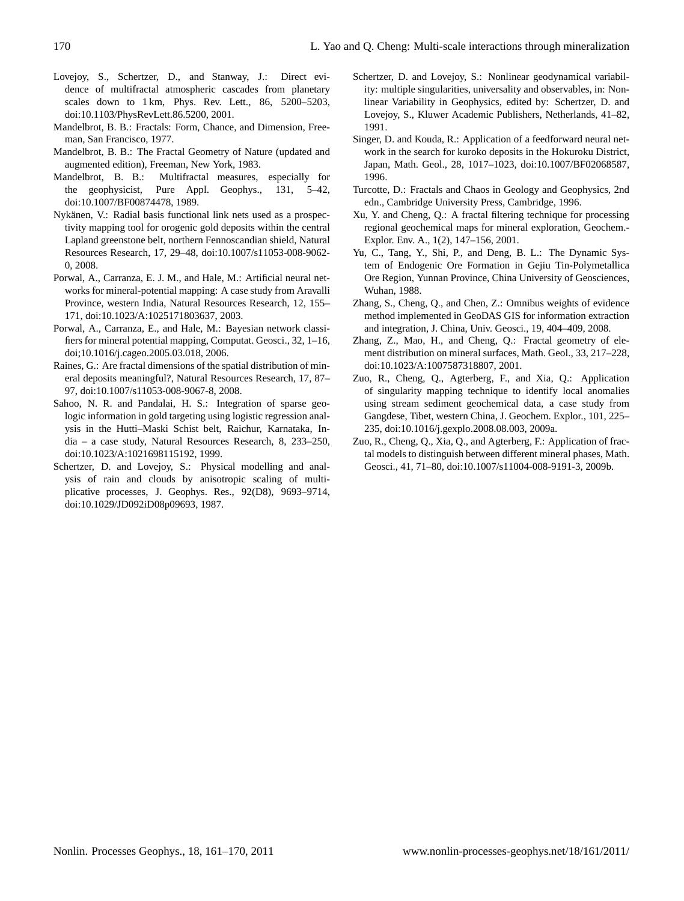Lovejoy, S., Schertzer, D., and Stanway, J.: Direct evidence of multifractal atmospheric cascades from planetary scales down to 1 km, Phys. Rev. Lett., 86, 5200–5203, doi:10.1103/PhysRevLett.86.5200, 2001.

Mandelbrot, B. B.: Fractals: Form, Chance, and Dimension, Freeman, San Francisco, 1977.

Mandelbrot, B. B.: The Fractal Geometry of Nature (updated and augmented edition), Freeman, New York, 1983.

Mandelbrot, B. B.: Multifractal measures, especially for the geophysicist, Pure Appl. Geophys., 131, 5–42, doi:10.1007/BF00874478, 1989.

Nykänen, V.: Radial basis functional link nets used as a prospectivity mapping tool for orogenic gold deposits within the central Lapland greenstone belt, northern Fennoscandian shield, Natural Resources Research, 17, 29–48, doi:10.1007/s11053-008-9062-0, 2008.

Porwal, A., Carranza, E. J. M., and Hale, M.: Artificial neural networks for mineral-potential mapping: A case study from Aravalli Province, western India, Natural Resources Research, 12, 155–171, doi:10.1023/A:1025171803637, 2003.

Porwal, A., Carranza, E., and Hale, M.: Bayesian network classifiers for mineral potential mapping, Computat. Geosci., 32, 1–16, doi;10.1016/j.cageo.2005.03.018, 2006.

Raines, G.: Are fractal dimensions of the spatial distribution of mineral deposits meaningful?, Natural Resources Research, 17, 87–97, doi:10.1007/s11053-008-9067-8, 2008.

Sahoo, N. R. and Pandalai, H. S.: Integration of sparse geologic information in gold targeting using logistic regression analysis in the Hutti–Maski Schist belt, Raichur, Karnataka, India – a case study, Natural Resources Research, 8, 233–250, doi:10.1023/A:1021698115192, 1999.

Schertzer, D. and Lovejoy, S.: Physical modelling and analysis of rain and clouds by anisotropic scaling of multiplicative processes, J. Geophys. Res., 92(D8), 9693–9714, doi:10.1029/JD092iD08p09693, 1987.

Schertzer, D. and Lovejoy, S.: Nonlinear geodynamical variability: multiple singularities, universality and observables, in: Nonlinear Variability in Geophysics, edited by: Schertzer, D. and Lovejoy, S., Kluwer Academic Publishers, Netherlands, 41–82, 1991.

Singer, D. and Kouda, R.: Application of a feedforward neural network in the search for kuroko deposits in the Hokuroku District, Japan, Math. Geol., 28, 1017–1023, doi:10.1007/BF02068587, 1996.

Turcotte, D.: Fractals and Chaos in Geology and Geophysics, 2nd edn., Cambridge University Press, Cambridge, 1996.

Xu, Y. and Cheng, Q.: A fractal filtering technique for processing regional geochemical maps for mineral exploration, Geochem.-Explor. Env. A., 1(2), 147–156, 2001.

Yu, C., Tang, Y., Shi, P., and Deng, B. L.: The Dynamic System of Endogenic Ore Formation in Gejiu Tin-Polymetallica Ore Region, Yunnan Province, China University of Geosciences, Wuhan, 1988.

Zhang, S., Cheng, Q., and Chen, Z.: Omnibus weights of evidence method implemented in GeoDAS GIS for information extraction and integration, J. China, Univ. Geosci., 19, 404–409, 2008.

Zhang, Z., Mao, H., and Cheng, Q.: Fractal geometry of element distribution on mineral surfaces, Math. Geol., 33, 217–228, doi:10.1023/A:1007587318807, 2001.

Zuo, R., Cheng, Q., Agterberg, F., and Xia, Q.: Application of singularity mapping technique to identify local anomalies using stream sediment geochemical data, a case study from Gangdese, Tibet, western China, J. Geochem. Explor., 101, 225–235, doi:10.1016/j.gexplo.2008.08.003, 2009a.

Zuo, R., Cheng, Q., Xia, Q., and Agterberg, F.: Application of fractal models to distinguish between different mineral phases, Math. Geosci., 41, 71–80, doi:10.1007/s11004-008-9191-3, 2009b.